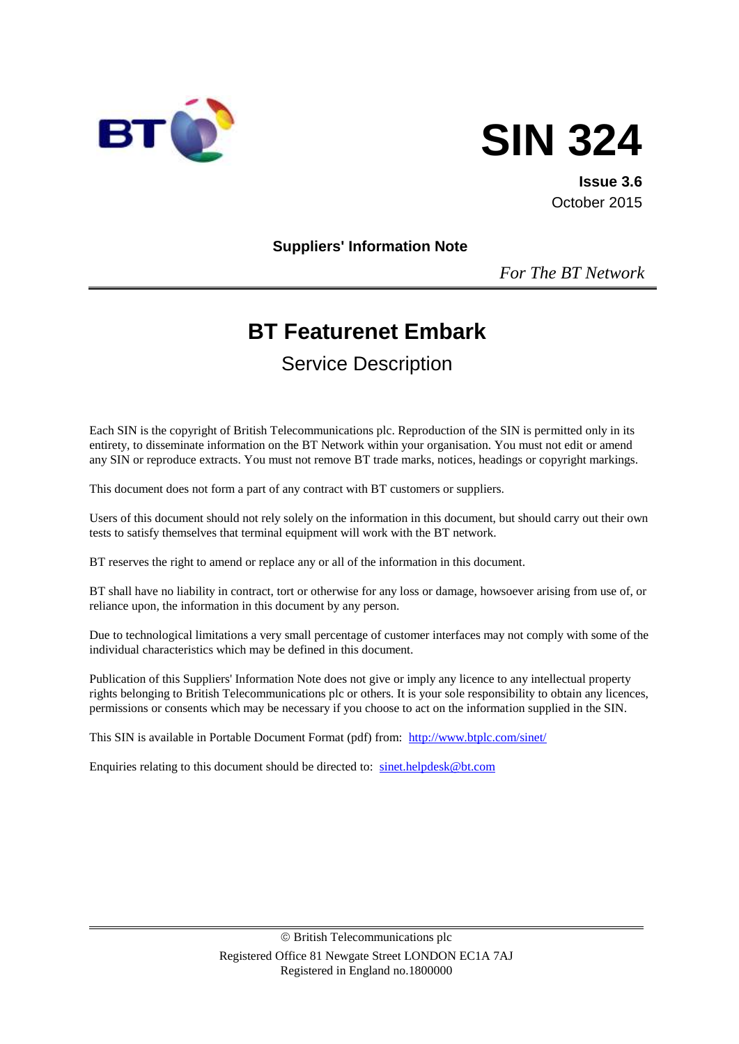BT

# SIN 324

**Issue 3.6**
October 2015

**Suppliers' Information Note**

*For The BT Network*

---

# BT Featurenet Embark

## Service Description

Each SIN is the copyright of British Telecommunications plc. Reproduction of the SIN is permitted only in its entirety, to disseminate information on the BT Network within your organisation. You must not edit or amend any SIN or reproduce extracts. You must not remove BT trade marks, notices, headings or copyright markings.

This document does not form a part of any contract with BT customers or suppliers.

Users of this document should not rely solely on the information in this document, but should carry out their own tests to satisfy themselves that terminal equipment will work with the BT network.

BT reserves the right to amend or replace any or all of the information in this document.

BT shall have no liability in contract, tort or otherwise for any loss or damage, howsoever arising from use of, or reliance upon, the information in this document by any person.

Due to technological limitations a very small percentage of customer interfaces may not comply with some of the individual characteristics which may be defined in this document.

Publication of this Suppliers' Information Note does not give or imply any licence to any intellectual property rights belonging to British Telecommunications plc or others. It is your sole responsibility to obtain any licences, permissions or consents which may be necessary if you choose to act on the information supplied in the SIN.

This SIN is available in Portable Document Format (pdf) from: http://www.btplc.com/sinet/

Enquiries relating to this document should be directed to: sinet.helpdesk@bt.com

---

© British Telecommunications plc
Registered Office 81 Newgate Street LONDON EC1A 7AJ
Registered in England no.1800000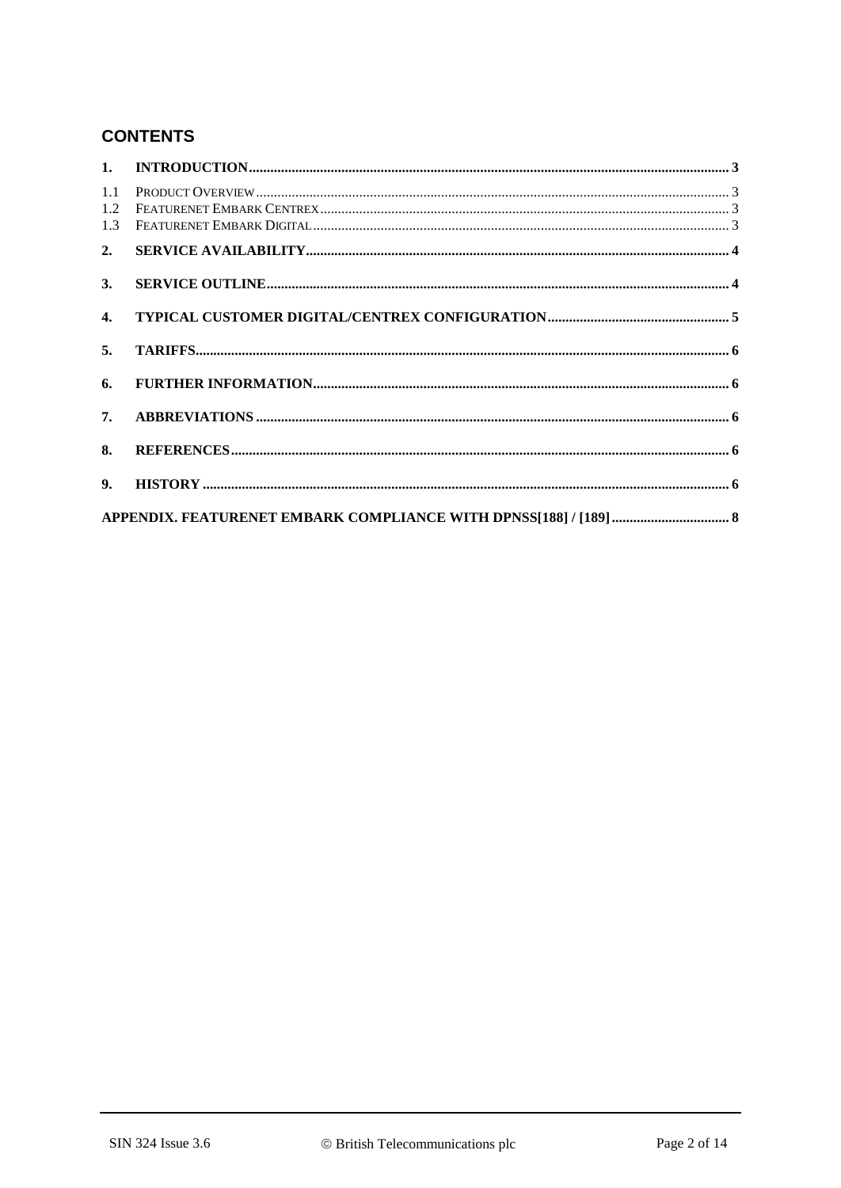## CONTENTS

**1. INTRODUCTION** ..... 3

1.1 PRODUCT OVERVIEW ..... 3
1.2 FEATURENET EMBARK CENTREX ..... 3
1.3 FEATURENET EMBARK DIGITAL ..... 3

**2. SERVICE AVAILABILITY** ..... 4

**3. SERVICE OUTLINE** ..... 4

**4. TYPICAL CUSTOMER DIGITAL/CENTREX CONFIGURATION** ..... 5

**5. TARIFFS** ..... 6

**6. FURTHER INFORMATION** ..... 6

**7. ABBREVIATIONS** ..... 6

**8. REFERENCES** ..... 6

**9. HISTORY** ..... 6

**APPENDIX. FEATURENET EMBARK COMPLIANCE WITH DPNSS[188] / [189]** ..... 8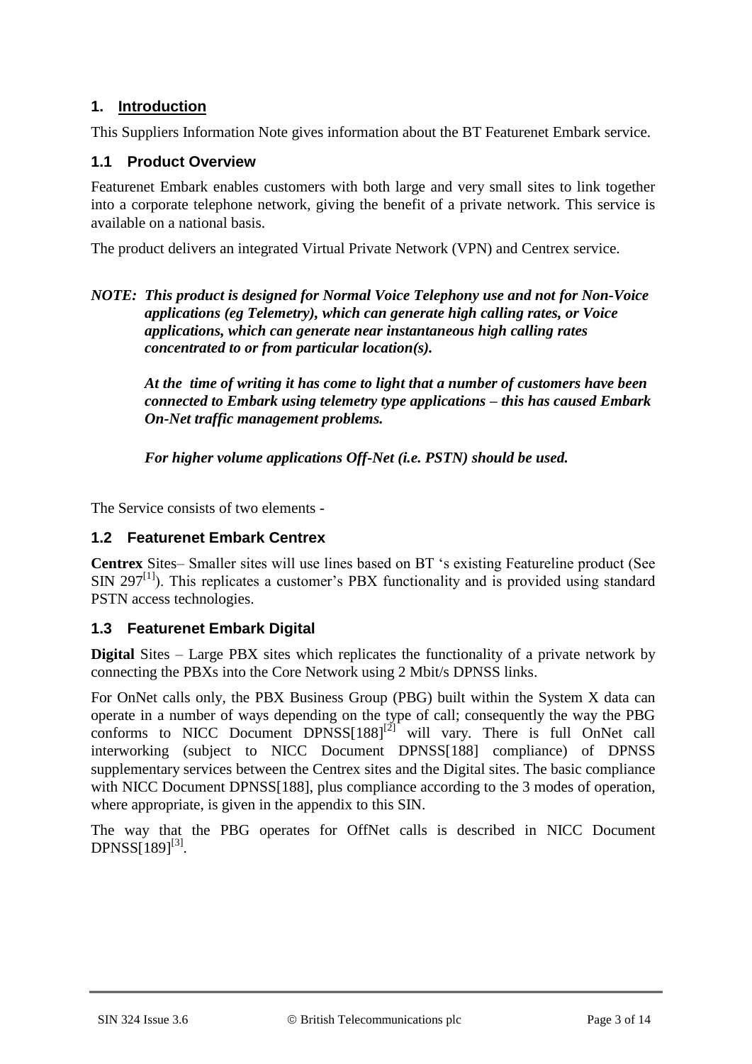## 1. Introduction

This Suppliers Information Note gives information about the BT Featurenet Embark service.

### 1.1 Product Overview

Featurenet Embark enables customers with both large and very small sites to link together into a corporate telephone network, giving the benefit of a private network. This service is available on a national basis.

The product delivers an integrated Virtual Private Network (VPN) and Centrex service.

***NOTE: This product is designed for Normal Voice Telephony use and not for Non-Voice applications (eg Telemetry), which can generate high calling rates, or Voice applications, which can generate near instantaneous high calling rates concentrated to or from particular location(s).***

***At the time of writing it has come to light that a number of customers have been connected to Embark using telemetry type applications – this has caused Embark On-Net traffic management problems.***

***For higher volume applications Off-Net (i.e. PSTN) should be used.***

The Service consists of two elements -

### 1.2 Featurenet Embark Centrex

**Centrex** Sites– Smaller sites will use lines based on BT 's existing Featureline product (See SIN 297[1]). This replicates a customer's PBX functionality and is provided using standard PSTN access technologies.

### 1.3 Featurenet Embark Digital

**Digital** Sites – Large PBX sites which replicates the functionality of a private network by connecting the PBXs into the Core Network using 2 Mbit/s DPNSS links.

For OnNet calls only, the PBX Business Group (PBG) built within the System X data can operate in a number of ways depending on the type of call; consequently the way the PBG conforms to NICC Document DPNSS[188][2] will vary. There is full OnNet call interworking (subject to NICC Document DPNSS[188] compliance) of DPNSS supplementary services between the Centrex sites and the Digital sites. The basic compliance with NICC Document DPNSS[188], plus compliance according to the 3 modes of operation, where appropriate, is given in the appendix to this SIN.

The way that the PBG operates for OffNet calls is described in NICC Document DPNSS[189][3].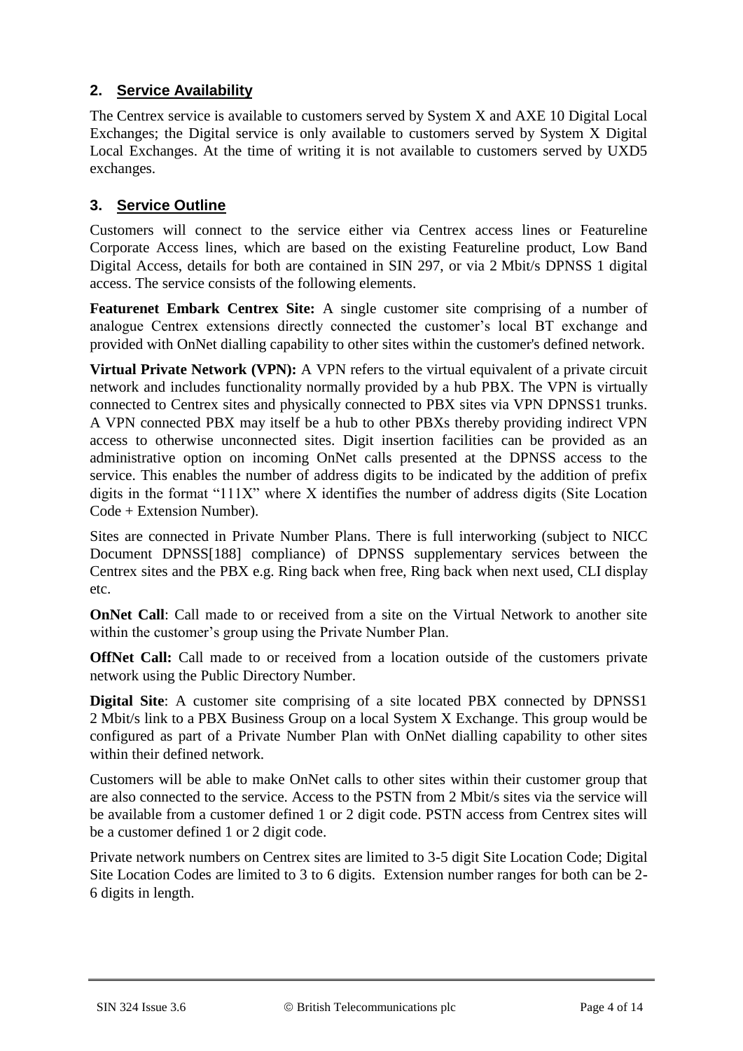## 2. Service Availability

The Centrex service is available to customers served by System X and AXE 10 Digital Local Exchanges; the Digital service is only available to customers served by System X Digital Local Exchanges. At the time of writing it is not available to customers served by UXD5 exchanges.

## 3. Service Outline

Customers will connect to the service either via Centrex access lines or Featureline Corporate Access lines, which are based on the existing Featureline product, Low Band Digital Access, details for both are contained in SIN 297, or via 2 Mbit/s DPNSS 1 digital access. The service consists of the following elements.

**Featurenet Embark Centrex Site:** A single customer site comprising of a number of analogue Centrex extensions directly connected the customer's local BT exchange and provided with OnNet dialling capability to other sites within the customer's defined network.

**Virtual Private Network (VPN):** A VPN refers to the virtual equivalent of a private circuit network and includes functionality normally provided by a hub PBX. The VPN is virtually connected to Centrex sites and physically connected to PBX sites via VPN DPNSS1 trunks. A VPN connected PBX may itself be a hub to other PBXs thereby providing indirect VPN access to otherwise unconnected sites. Digit insertion facilities can be provided as an administrative option on incoming OnNet calls presented at the DPNSS access to the service. This enables the number of address digits to be indicated by the addition of prefix digits in the format "111X" where X identifies the number of address digits (Site Location Code + Extension Number).

Sites are connected in Private Number Plans. There is full interworking (subject to NICC Document DPNSS[188] compliance) of DPNSS supplementary services between the Centrex sites and the PBX e.g. Ring back when free, Ring back when next used, CLI display etc.

**OnNet Call**: Call made to or received from a site on the Virtual Network to another site within the customer's group using the Private Number Plan.

**OffNet Call:** Call made to or received from a location outside of the customers private network using the Public Directory Number.

**Digital Site**: A customer site comprising of a site located PBX connected by DPNSS1 2 Mbit/s link to a PBX Business Group on a local System X Exchange. This group would be configured as part of a Private Number Plan with OnNet dialling capability to other sites within their defined network.

Customers will be able to make OnNet calls to other sites within their customer group that are also connected to the service. Access to the PSTN from 2 Mbit/s sites via the service will be available from a customer defined 1 or 2 digit code. PSTN access from Centrex sites will be a customer defined 1 or 2 digit code.

Private network numbers on Centrex sites are limited to 3-5 digit Site Location Code; Digital Site Location Codes are limited to 3 to 6 digits. Extension number ranges for both can be 2-6 digits in length.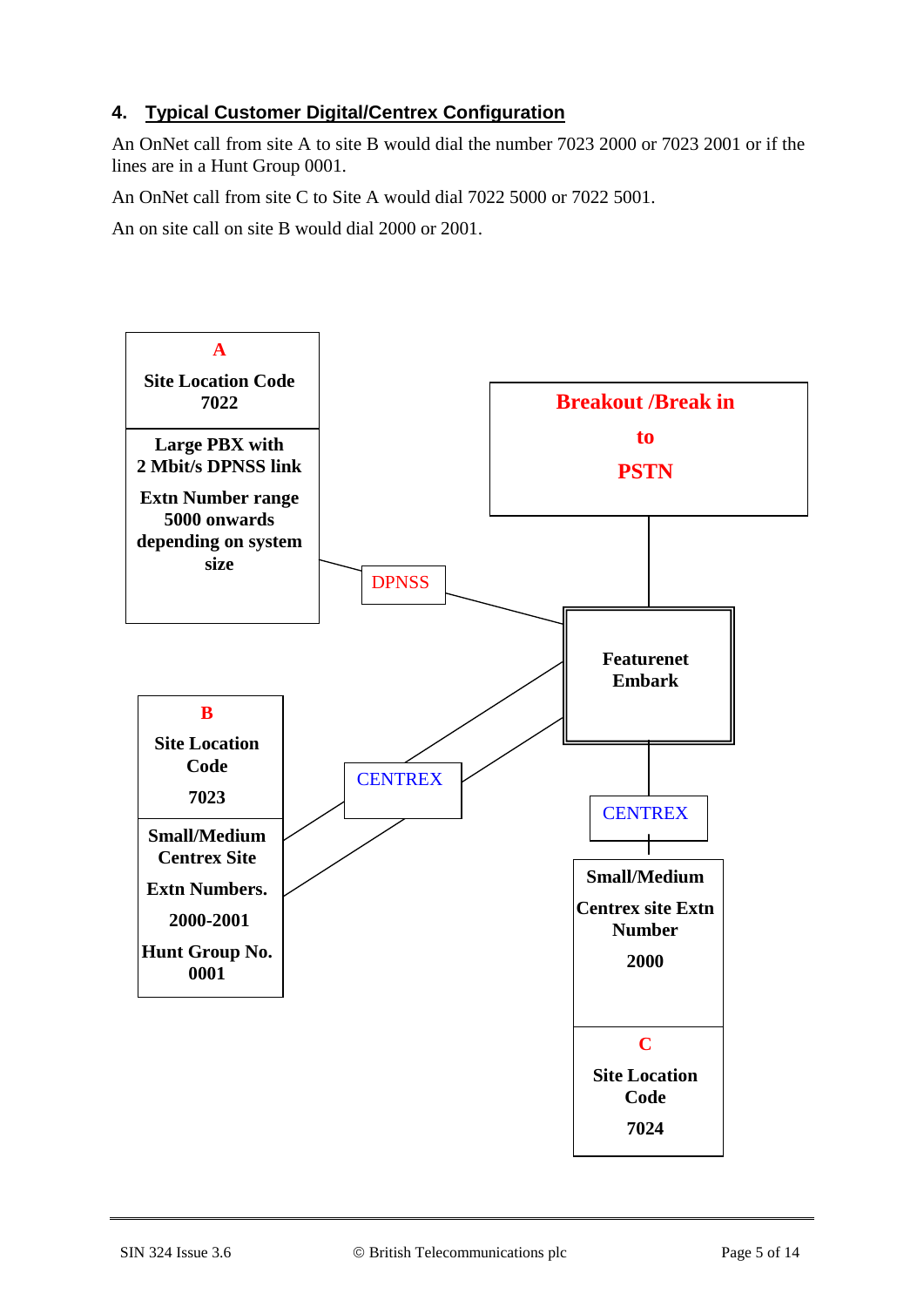## 4. Typical Customer Digital/Centrex Configuration

An OnNet call from site A to site B would dial the number 7023 2000 or 7023 2001 or if the lines are in a Hunt Group 0001.

An OnNet call from site C to Site A would dial 7022 5000 or 7022 5001.

An on site call on site B would dial 2000 or 2001.

**A**

**Site Location Code 7022**

**Large PBX with 2 Mbit/s DPNSS link**

**Extn Number range 5000 onwards depending on system size**

DPNSS

**Breakout /Break in to PSTN**

**Featurenet Embark**

**B**

**Site Location Code**

**7023**

**Small/Medium Centrex Site**

**Extn Numbers.**

**2000-2001**

**Hunt Group No. 0001**

CENTREX

CENTREX

**Small/Medium**

**Centrex site Extn Number**

**2000**

**C**

**Site Location Code**

**7024**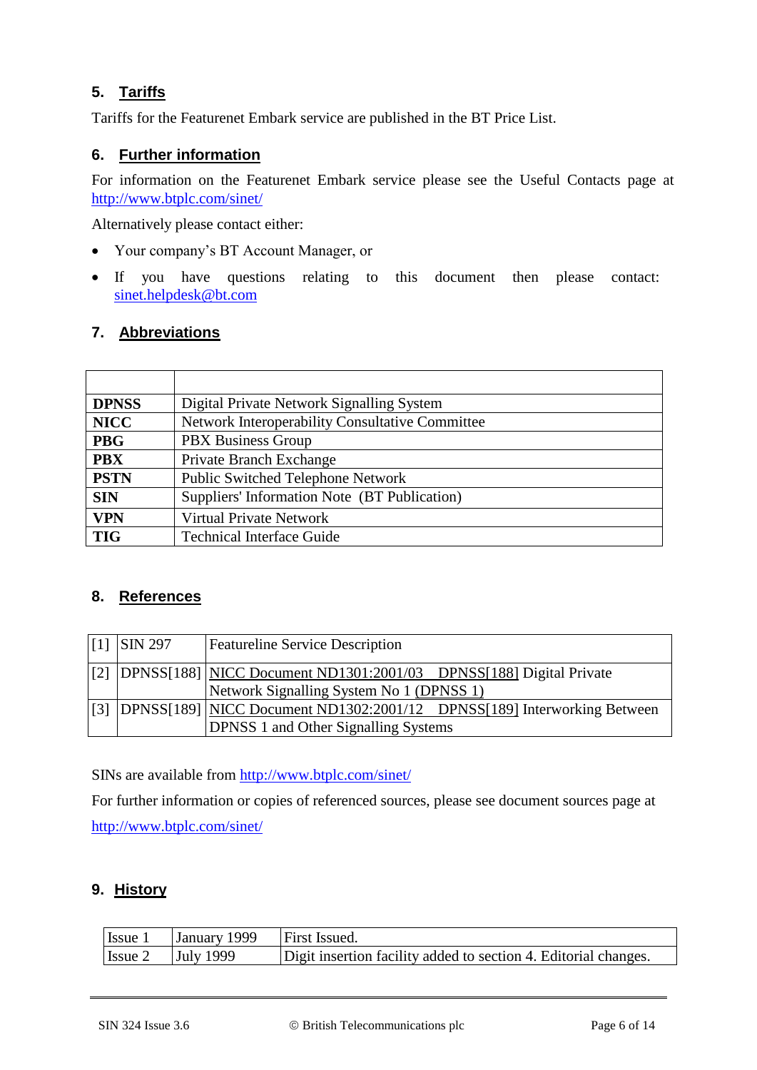## 5. Tariffs

Tariffs for the Featurenet Embark service are published in the BT Price List.

## 6. Further information

For information on the Featurenet Embark service please see the Useful Contacts page at http://www.btplc.com/sinet/

Alternatively please contact either:

- Your company's BT Account Manager, or
- If you have questions relating to this document then please contact: sinet.helpdesk@bt.com

## 7. Abbreviations

| | |
|---|---|
| **DPNSS** | Digital Private Network Signalling System |
| **NICC** | Network Interoperability Consultative Committee |
| **PBG** | PBX Business Group |
| **PBX** | Private Branch Exchange |
| **PSTN** | Public Switched Telephone Network |
| **SIN** | Suppliers' Information Note (BT Publication) |
| **VPN** | Virtual Private Network |
| **TIG** | Technical Interface Guide |

## 8. References

| | | |
|---|---|---|
| [1] | SIN 297 | Featureline Service Description |
| [2] | DPNSS[188] | NICC Document ND1301:2001/03 DPNSS[188] Digital Private Network Signalling System No 1 (DPNSS 1) |
| [3] | DPNSS[189] | NICC Document ND1302:2001/12 DPNSS[189] Interworking Between DPNSS 1 and Other Signalling Systems |

SINs are available from http://www.btplc.com/sinet/

For further information or copies of referenced sources, please see document sources page at http://www.btplc.com/sinet/

## 9. History

| | | |
|---|---|---|
| Issue 1 | January 1999 | First Issued. |
| Issue 2 | July 1999 | Digit insertion facility added to section 4. Editorial changes. |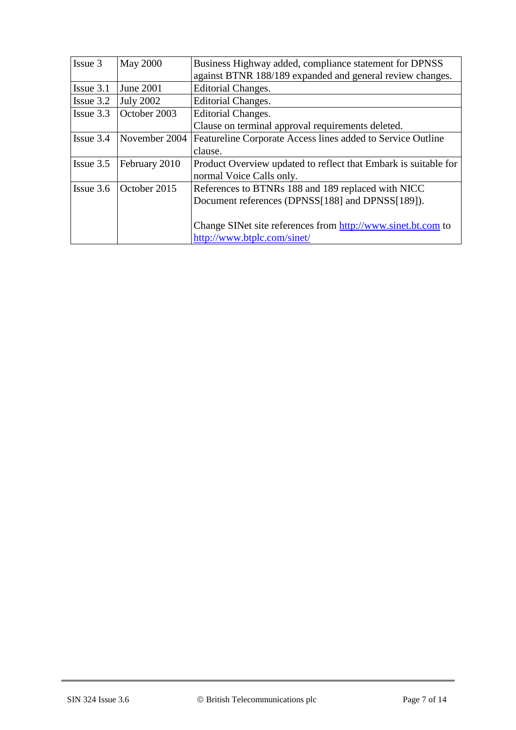| Issue 3 | May 2000 | Business Highway added, compliance statement for DPNSS against BTNR 188/189 expanded and general review changes. |
|---|---|---|
| Issue 3.1 | June 2001 | Editorial Changes. |
| Issue 3.2 | July 2002 | Editorial Changes. |
| Issue 3.3 | October 2003 | Editorial Changes.<br>Clause on terminal approval requirements deleted. |
| Issue 3.4 | November 2004 | Featureline Corporate Access lines added to Service Outline clause. |
| Issue 3.5 | February 2010 | Product Overview updated to reflect that Embark is suitable for normal Voice Calls only. |
| Issue 3.6 | October 2015 | References to BTNRs 188 and 189 replaced with NICC Document references (DPNSS[188] and DPNSS[189]).<br><br>Change SINet site references from http://www.sinet.bt.com to http://www.btplc.com/sinet/ |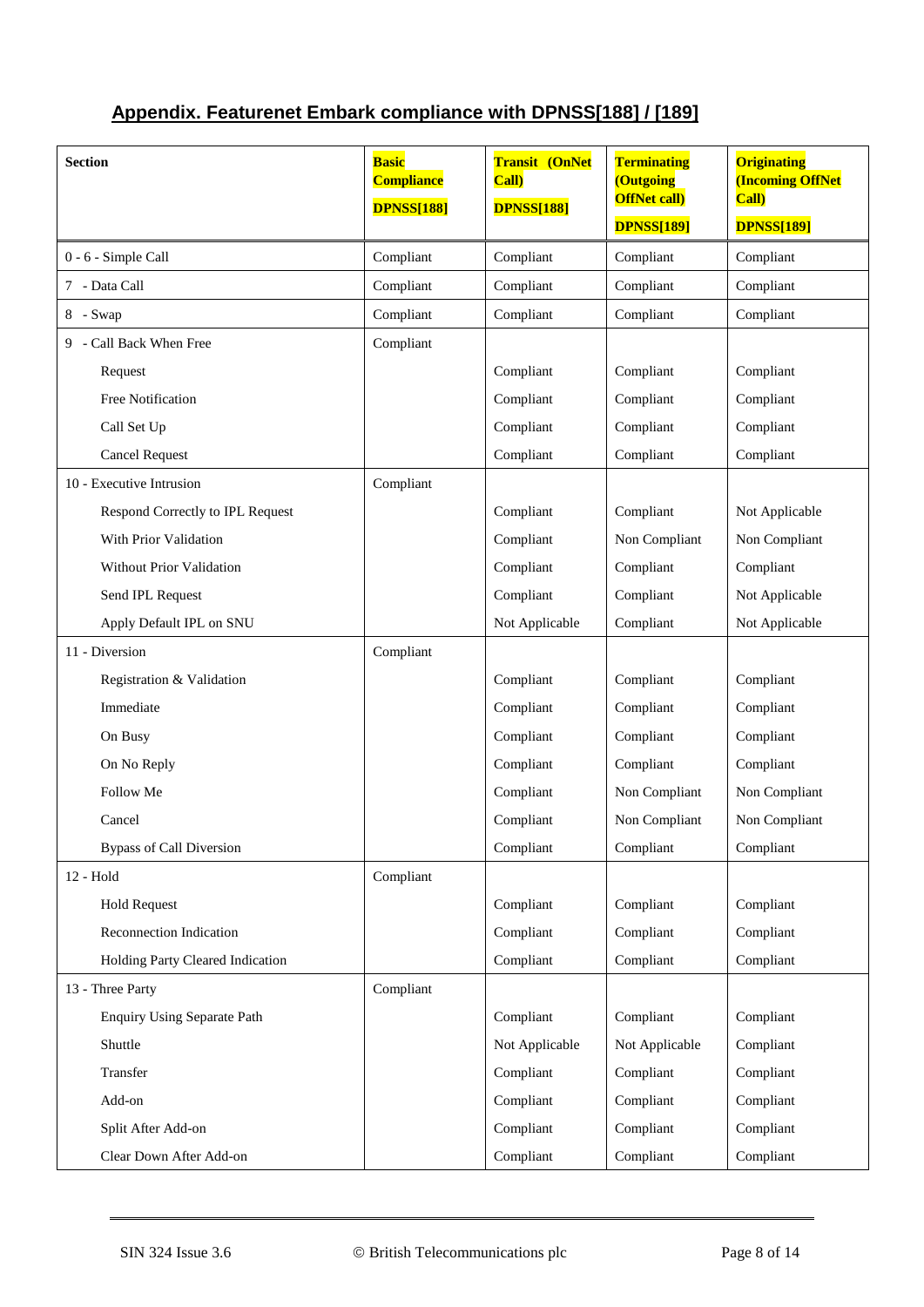## Appendix. Featurenet Embark compliance with DPNSS[188] / [189]

| Section | **Basic Compliance** **DPNSS[188]** | **Transit (OnNet Call)** **DPNSS[188]** | **Terminating (Outgoing OffNet call)** **DPNSS[189]** | **Originating (Incoming OffNet Call)** **DPNSS[189]** |
|---|---|---|---|---|
| 0 - 6 - Simple Call | Compliant | Compliant | Compliant | Compliant |
| 7 - Data Call | Compliant | Compliant | Compliant | Compliant |
| 8 - Swap | Compliant | Compliant | Compliant | Compliant |
| 9 - Call Back When Free | Compliant | | | |
| Request | | Compliant | Compliant | Compliant |
| Free Notification | | Compliant | Compliant | Compliant |
| Call Set Up | | Compliant | Compliant | Compliant |
| Cancel Request | | Compliant | Compliant | Compliant |
| 10 - Executive Intrusion | Compliant | | | |
| Respond Correctly to IPL Request | | Compliant | Compliant | Not Applicable |
| With Prior Validation | | Compliant | Non Compliant | Non Compliant |
| Without Prior Validation | | Compliant | Compliant | Compliant |
| Send IPL Request | | Compliant | Compliant | Not Applicable |
| Apply Default IPL on SNU | | Not Applicable | Compliant | Not Applicable |
| 11 - Diversion | Compliant | | | |
| Registration & Validation | | Compliant | Compliant | Compliant |
| Immediate | | Compliant | Compliant | Compliant |
| On Busy | | Compliant | Compliant | Compliant |
| On No Reply | | Compliant | Compliant | Compliant |
| Follow Me | | Compliant | Non Compliant | Non Compliant |
| Cancel | | Compliant | Non Compliant | Non Compliant |
| Bypass of Call Diversion | | Compliant | Compliant | Compliant |
| 12 - Hold | Compliant | | | |
| Hold Request | | Compliant | Compliant | Compliant |
| Reconnection Indication | | Compliant | Compliant | Compliant |
| Holding Party Cleared Indication | | Compliant | Compliant | Compliant |
| 13 - Three Party | Compliant | | | |
| Enquiry Using Separate Path | | Compliant | Compliant | Compliant |
| Shuttle | | Not Applicable | Not Applicable | Compliant |
| Transfer | | Compliant | Compliant | Compliant |
| Add-on | | Compliant | Compliant | Compliant |
| Split After Add-on | | Compliant | Compliant | Compliant |
| Clear Down After Add-on | | Compliant | Compliant | Compliant |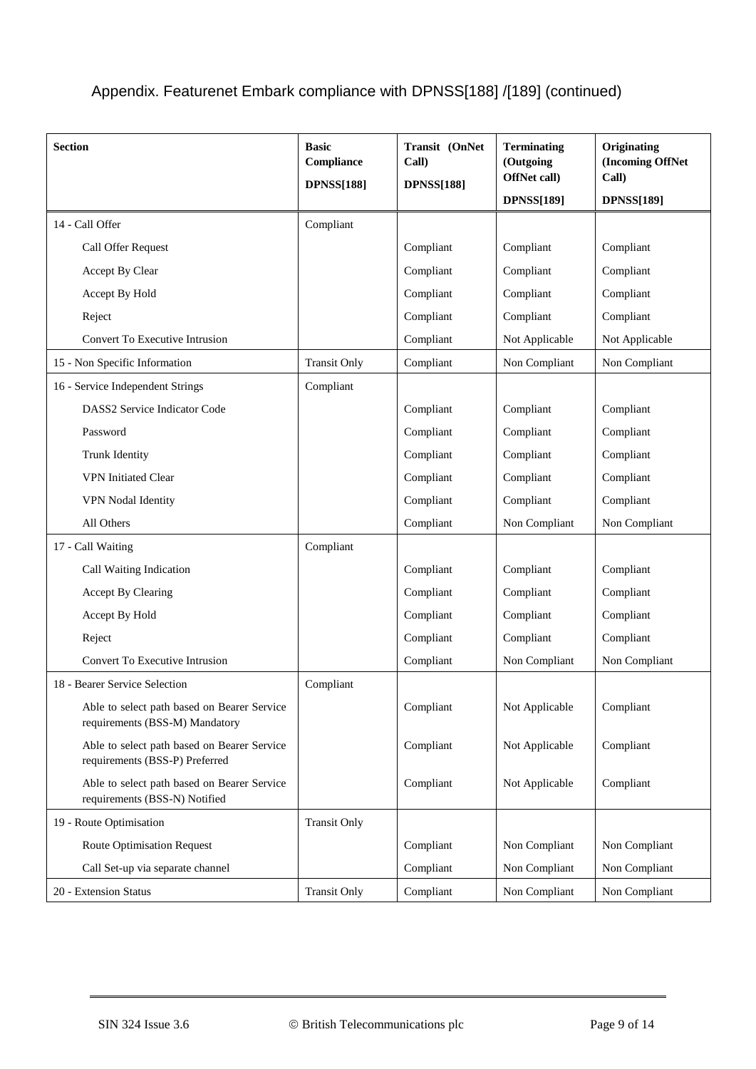## Appendix. Featurenet Embark compliance with DPNSS[188] /[189] (continued)

| Section | Basic Compliance DPNSS[188] | Transit (OnNet Call) DPNSS[188] | Terminating (Outgoing OffNet call) DPNSS[189] | Originating (Incoming OffNet Call) DPNSS[189] |
|---|---|---|---|---|
| 14 - Call Offer | Compliant | | | |
| Call Offer Request | | Compliant | Compliant | Compliant |
| Accept By Clear | | Compliant | Compliant | Compliant |
| Accept By Hold | | Compliant | Compliant | Compliant |
| Reject | | Compliant | Compliant | Compliant |
| Convert To Executive Intrusion | | Compliant | Not Applicable | Not Applicable |
| 15 - Non Specific Information | Transit Only | Compliant | Non Compliant | Non Compliant |
| 16 - Service Independent Strings | Compliant | | | |
| DASS2 Service Indicator Code | | Compliant | Compliant | Compliant |
| Password | | Compliant | Compliant | Compliant |
| Trunk Identity | | Compliant | Compliant | Compliant |
| VPN Initiated Clear | | Compliant | Compliant | Compliant |
| VPN Nodal Identity | | Compliant | Compliant | Compliant |
| All Others | | Compliant | Non Compliant | Non Compliant |
| 17 - Call Waiting | Compliant | | | |
| Call Waiting Indication | | Compliant | Compliant | Compliant |
| Accept By Clearing | | Compliant | Compliant | Compliant |
| Accept By Hold | | Compliant | Compliant | Compliant |
| Reject | | Compliant | Compliant | Compliant |
| Convert To Executive Intrusion | | Compliant | Non Compliant | Non Compliant |
| 18 - Bearer Service Selection | Compliant | | | |
| Able to select path based on Bearer Service requirements (BSS-M) Mandatory | | Compliant | Not Applicable | Compliant |
| Able to select path based on Bearer Service requirements (BSS-P) Preferred | | Compliant | Not Applicable | Compliant |
| Able to select path based on Bearer Service requirements (BSS-N) Notified | | Compliant | Not Applicable | Compliant |
| 19 - Route Optimisation | Transit Only | | | |
| Route Optimisation Request | | Compliant | Non Compliant | Non Compliant |
| Call Set-up via separate channel | | Compliant | Non Compliant | Non Compliant |
| 20 - Extension Status | Transit Only | Compliant | Non Compliant | Non Compliant |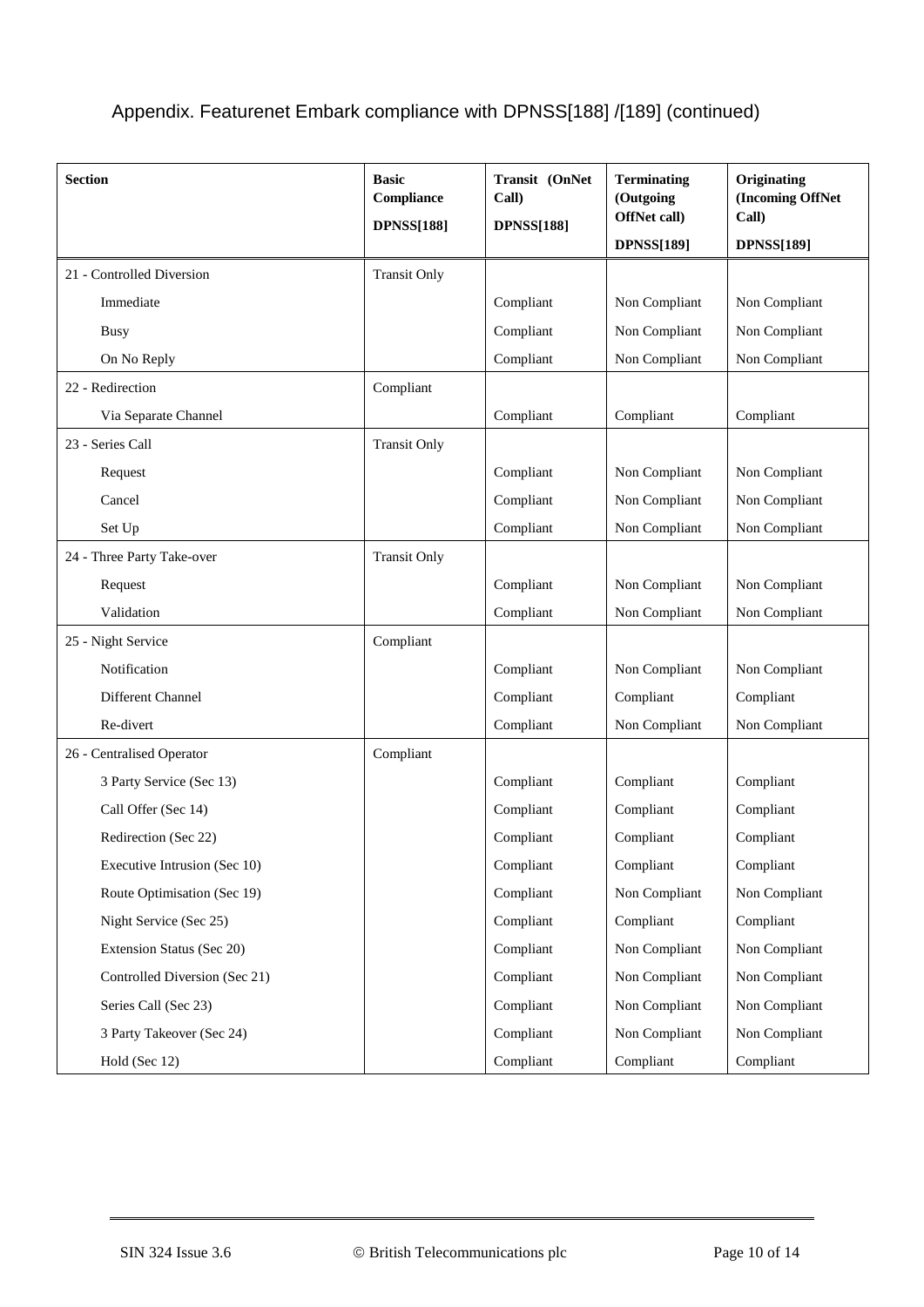# Appendix. Featurenet Embark compliance with DPNSS[188] /[189] (continued)

| Section | Basic Compliance DPNSS[188] | Transit (OnNet Call) DPNSS[188] | Terminating (Outgoing OffNet call) DPNSS[189] | Originating (Incoming OffNet Call) DPNSS[189] |
|---|---|---|---|---|
| 21 - Controlled Diversion | Transit Only | | | |
| Immediate | | Compliant | Non Compliant | Non Compliant |
| Busy | | Compliant | Non Compliant | Non Compliant |
| On No Reply | | Compliant | Non Compliant | Non Compliant |
| 22 - Redirection | Compliant | | | |
| Via Separate Channel | | Compliant | Compliant | Compliant |
| 23 - Series Call | Transit Only | | | |
| Request | | Compliant | Non Compliant | Non Compliant |
| Cancel | | Compliant | Non Compliant | Non Compliant |
| Set Up | | Compliant | Non Compliant | Non Compliant |
| 24 - Three Party Take-over | Transit Only | | | |
| Request | | Compliant | Non Compliant | Non Compliant |
| Validation | | Compliant | Non Compliant | Non Compliant |
| 25 - Night Service | Compliant | | | |
| Notification | | Compliant | Non Compliant | Non Compliant |
| Different Channel | | Compliant | Compliant | Compliant |
| Re-divert | | Compliant | Non Compliant | Non Compliant |
| 26 - Centralised Operator | Compliant | | | |
| 3 Party Service (Sec 13) | | Compliant | Compliant | Compliant |
| Call Offer (Sec 14) | | Compliant | Compliant | Compliant |
| Redirection (Sec 22) | | Compliant | Compliant | Compliant |
| Executive Intrusion (Sec 10) | | Compliant | Compliant | Compliant |
| Route Optimisation (Sec 19) | | Compliant | Non Compliant | Non Compliant |
| Night Service (Sec 25) | | Compliant | Compliant | Compliant |
| Extension Status (Sec 20) | | Compliant | Non Compliant | Non Compliant |
| Controlled Diversion (Sec 21) | | Compliant | Non Compliant | Non Compliant |
| Series Call (Sec 23) | | Compliant | Non Compliant | Non Compliant |
| 3 Party Takeover (Sec 24) | | Compliant | Non Compliant | Non Compliant |
| Hold (Sec 12) | | Compliant | Compliant | Compliant |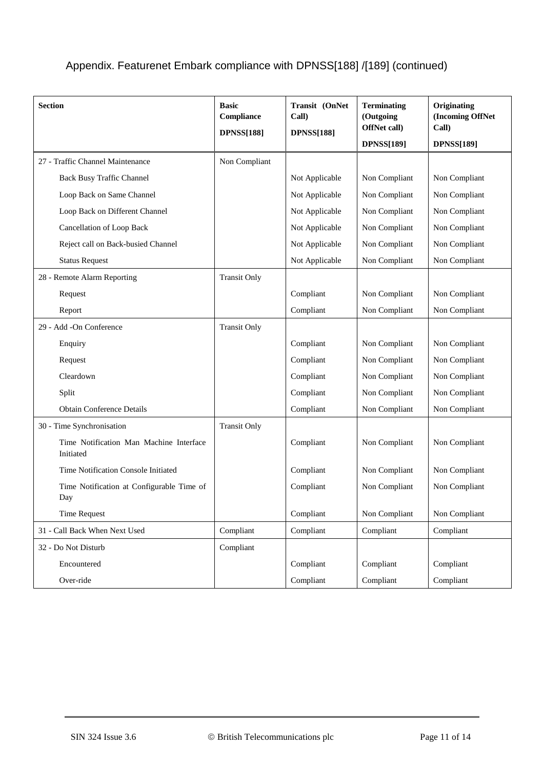Appendix. Featurenet Embark compliance with DPNSS[188] /[189] (continued)

| Section | Basic Compliance DPNSS[188] | Transit (OnNet Call) DPNSS[188] | Terminating (Outgoing OffNet call) DPNSS[189] | Originating (Incoming OffNet Call) DPNSS[189] |
|---|---|---|---|---|
| 27 - Traffic Channel Maintenance | Non Compliant | | | |
| Back Busy Traffic Channel | | Not Applicable | Non Compliant | Non Compliant |
| Loop Back on Same Channel | | Not Applicable | Non Compliant | Non Compliant |
| Loop Back on Different Channel | | Not Applicable | Non Compliant | Non Compliant |
| Cancellation of Loop Back | | Not Applicable | Non Compliant | Non Compliant |
| Reject call on Back-busied Channel | | Not Applicable | Non Compliant | Non Compliant |
| Status Request | | Not Applicable | Non Compliant | Non Compliant |
| 28 - Remote Alarm Reporting | Transit Only | | | |
| Request | | Compliant | Non Compliant | Non Compliant |
| Report | | Compliant | Non Compliant | Non Compliant |
| 29 - Add -On Conference | Transit Only | | | |
| Enquiry | | Compliant | Non Compliant | Non Compliant |
| Request | | Compliant | Non Compliant | Non Compliant |
| Cleardown | | Compliant | Non Compliant | Non Compliant |
| Split | | Compliant | Non Compliant | Non Compliant |
| Obtain Conference Details | | Compliant | Non Compliant | Non Compliant |
| 30 - Time Synchronisation | Transit Only | | | |
| Time Notification Man Machine Interface Initiated | | Compliant | Non Compliant | Non Compliant |
| Time Notification Console Initiated | | Compliant | Non Compliant | Non Compliant |
| Time Notification at Configurable Time of Day | | Compliant | Non Compliant | Non Compliant |
| Time Request | | Compliant | Non Compliant | Non Compliant |
| 31 - Call Back When Next Used | Compliant | Compliant | Compliant | Compliant |
| 32 - Do Not Disturb | Compliant | | | |
| Encountered | | Compliant | Compliant | Compliant |
| Over-ride | | Compliant | Compliant | Compliant |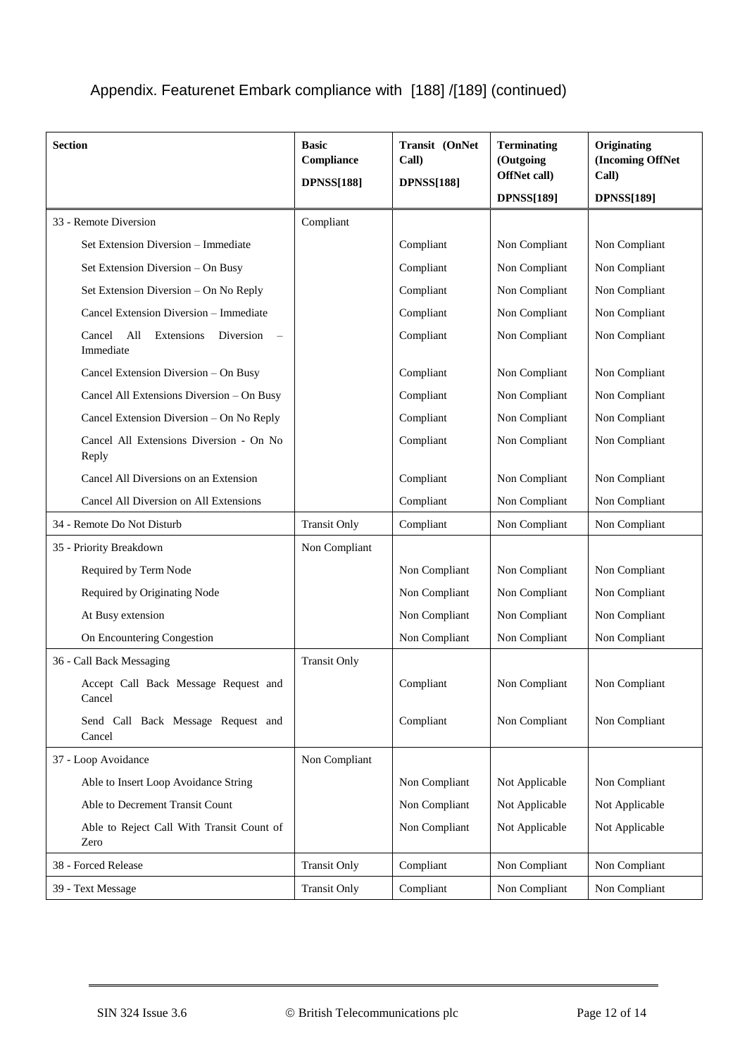## Appendix. Featurenet Embark compliance with [188] /[189] (continued)

| Section | Basic Compliance DPNSS[188] | Transit (OnNet Call) DPNSS[188] | Terminating (Outgoing OffNet call) DPNSS[189] | Originating (Incoming OffNet Call) DPNSS[189] |
|---|---|---|---|---|
| 33 - Remote Diversion | Compliant | | | |
| Set Extension Diversion – Immediate | | Compliant | Non Compliant | Non Compliant |
| Set Extension Diversion – On Busy | | Compliant | Non Compliant | Non Compliant |
| Set Extension Diversion – On No Reply | | Compliant | Non Compliant | Non Compliant |
| Cancel Extension Diversion – Immediate | | Compliant | Non Compliant | Non Compliant |
| Cancel All Extensions Diversion – Immediate | | Compliant | Non Compliant | Non Compliant |
| Cancel Extension Diversion – On Busy | | Compliant | Non Compliant | Non Compliant |
| Cancel All Extensions Diversion – On Busy | | Compliant | Non Compliant | Non Compliant |
| Cancel Extension Diversion – On No Reply | | Compliant | Non Compliant | Non Compliant |
| Cancel All Extensions Diversion - On No Reply | | Compliant | Non Compliant | Non Compliant |
| Cancel All Diversions on an Extension | | Compliant | Non Compliant | Non Compliant |
| Cancel All Diversion on All Extensions | | Compliant | Non Compliant | Non Compliant |
| 34 - Remote Do Not Disturb | Transit Only | Compliant | Non Compliant | Non Compliant |
| 35 - Priority Breakdown | Non Compliant | | | |
| Required by Term Node | | Non Compliant | Non Compliant | Non Compliant |
| Required by Originating Node | | Non Compliant | Non Compliant | Non Compliant |
| At Busy extension | | Non Compliant | Non Compliant | Non Compliant |
| On Encountering Congestion | | Non Compliant | Non Compliant | Non Compliant |
| 36 - Call Back Messaging | Transit Only | | | |
| Accept Call Back Message Request and Cancel | | Compliant | Non Compliant | Non Compliant |
| Send Call Back Message Request and Cancel | | Compliant | Non Compliant | Non Compliant |
| 37 - Loop Avoidance | Non Compliant | | | |
| Able to Insert Loop Avoidance String | | Non Compliant | Not Applicable | Non Compliant |
| Able to Decrement Transit Count | | Non Compliant | Not Applicable | Not Applicable |
| Able to Reject Call With Transit Count of Zero | | Non Compliant | Not Applicable | Not Applicable |
| 38 - Forced Release | Transit Only | Compliant | Non Compliant | Non Compliant |
| 39 - Text Message | Transit Only | Compliant | Non Compliant | Non Compliant |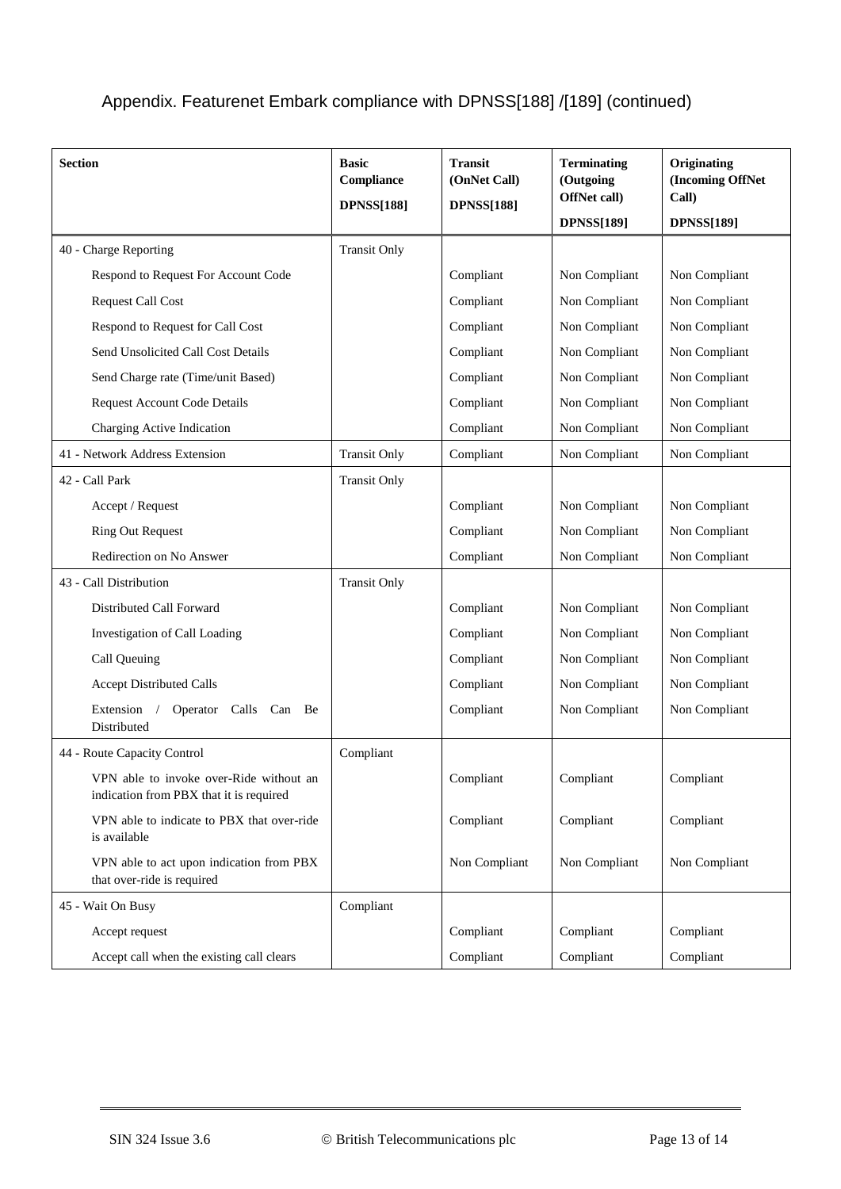## Appendix. Featurenet Embark compliance with DPNSS[188] /[189] (continued)

| Section | Basic Compliance DPNSS[188] | Transit (OnNet Call) DPNSS[188] | Terminating (Outgoing OffNet call) DPNSS[189] | Originating (Incoming OffNet Call) DPNSS[189] |
|---|---|---|---|---|
| 40 - Charge Reporting | Transit Only | | | |
| Respond to Request For Account Code | | Compliant | Non Compliant | Non Compliant |
| Request Call Cost | | Compliant | Non Compliant | Non Compliant |
| Respond to Request for Call Cost | | Compliant | Non Compliant | Non Compliant |
| Send Unsolicited Call Cost Details | | Compliant | Non Compliant | Non Compliant |
| Send Charge rate (Time/unit Based) | | Compliant | Non Compliant | Non Compliant |
| Request Account Code Details | | Compliant | Non Compliant | Non Compliant |
| Charging Active Indication | | Compliant | Non Compliant | Non Compliant |
| 41 - Network Address Extension | Transit Only | Compliant | Non Compliant | Non Compliant |
| 42 - Call Park | Transit Only | | | |
| Accept / Request | | Compliant | Non Compliant | Non Compliant |
| Ring Out Request | | Compliant | Non Compliant | Non Compliant |
| Redirection on No Answer | | Compliant | Non Compliant | Non Compliant |
| 43 - Call Distribution | Transit Only | | | |
| Distributed Call Forward | | Compliant | Non Compliant | Non Compliant |
| Investigation of Call Loading | | Compliant | Non Compliant | Non Compliant |
| Call Queuing | | Compliant | Non Compliant | Non Compliant |
| Accept Distributed Calls | | Compliant | Non Compliant | Non Compliant |
| Extension / Operator Calls Can Be Distributed | | Compliant | Non Compliant | Non Compliant |
| 44 - Route Capacity Control | Compliant | | | |
| VPN able to invoke over-Ride without an indication from PBX that it is required | | Compliant | Compliant | Compliant |
| VPN able to indicate to PBX that over-ride is available | | Compliant | Compliant | Compliant |
| VPN able to act upon indication from PBX that over-ride is required | | Non Compliant | Non Compliant | Non Compliant |
| 45 - Wait On Busy | Compliant | | | |
| Accept request | | Compliant | Compliant | Compliant |
| Accept call when the existing call clears | | Compliant | Compliant | Compliant |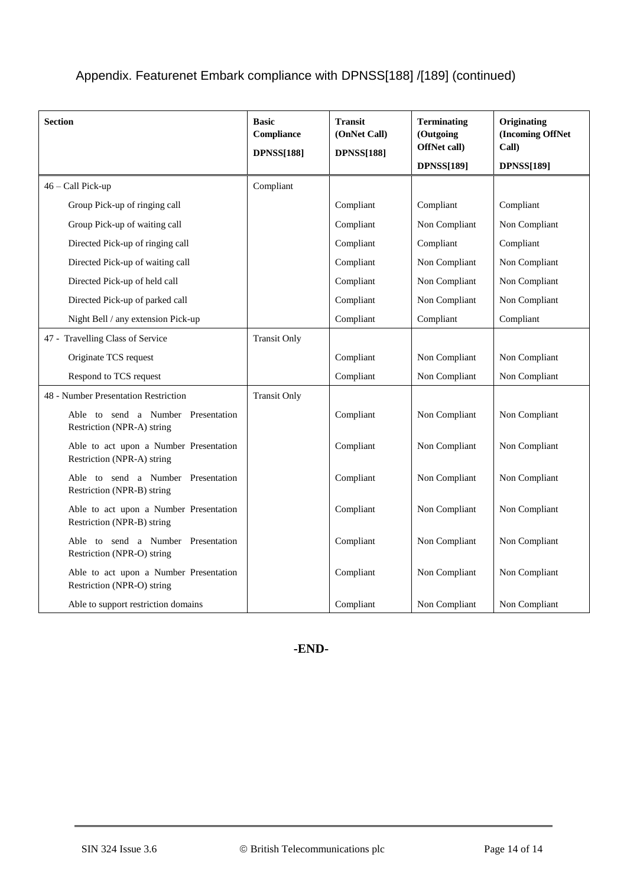Appendix. Featurenet Embark compliance with DPNSS[188] /[189] (continued)

| Section | Basic Compliance DPNSS[188] | Transit (OnNet Call) DPNSS[188] | Terminating (Outgoing OffNet call) DPNSS[189] | Originating (Incoming OffNet Call) DPNSS[189] |
|---|---|---|---|---|
| 46 – Call Pick-up | Compliant | | | |
| Group Pick-up of ringing call | | Compliant | Compliant | Compliant |
| Group Pick-up of waiting call | | Compliant | Non Compliant | Non Compliant |
| Directed Pick-up of ringing call | | Compliant | Compliant | Compliant |
| Directed Pick-up of waiting call | | Compliant | Non Compliant | Non Compliant |
| Directed Pick-up of held call | | Compliant | Non Compliant | Non Compliant |
| Directed Pick-up of parked call | | Compliant | Non Compliant | Non Compliant |
| Night Bell / any extension Pick-up | | Compliant | Compliant | Compliant |
| 47 - Travelling Class of Service | Transit Only | | | |
| Originate TCS request | | Compliant | Non Compliant | Non Compliant |
| Respond to TCS request | | Compliant | Non Compliant | Non Compliant |
| 48 - Number Presentation Restriction | Transit Only | | | |
| Able to send a Number Presentation Restriction (NPR-A) string | | Compliant | Non Compliant | Non Compliant |
| Able to act upon a Number Presentation Restriction (NPR-A) string | | Compliant | Non Compliant | Non Compliant |
| Able to send a Number Presentation Restriction (NPR-B) string | | Compliant | Non Compliant | Non Compliant |
| Able to act upon a Number Presentation Restriction (NPR-B) string | | Compliant | Non Compliant | Non Compliant |
| Able to send a Number Presentation Restriction (NPR-O) string | | Compliant | Non Compliant | Non Compliant |
| Able to act upon a Number Presentation Restriction (NPR-O) string | | Compliant | Non Compliant | Non Compliant |
| Able to support restriction domains | | Compliant | Non Compliant | Non Compliant |

**-END-**